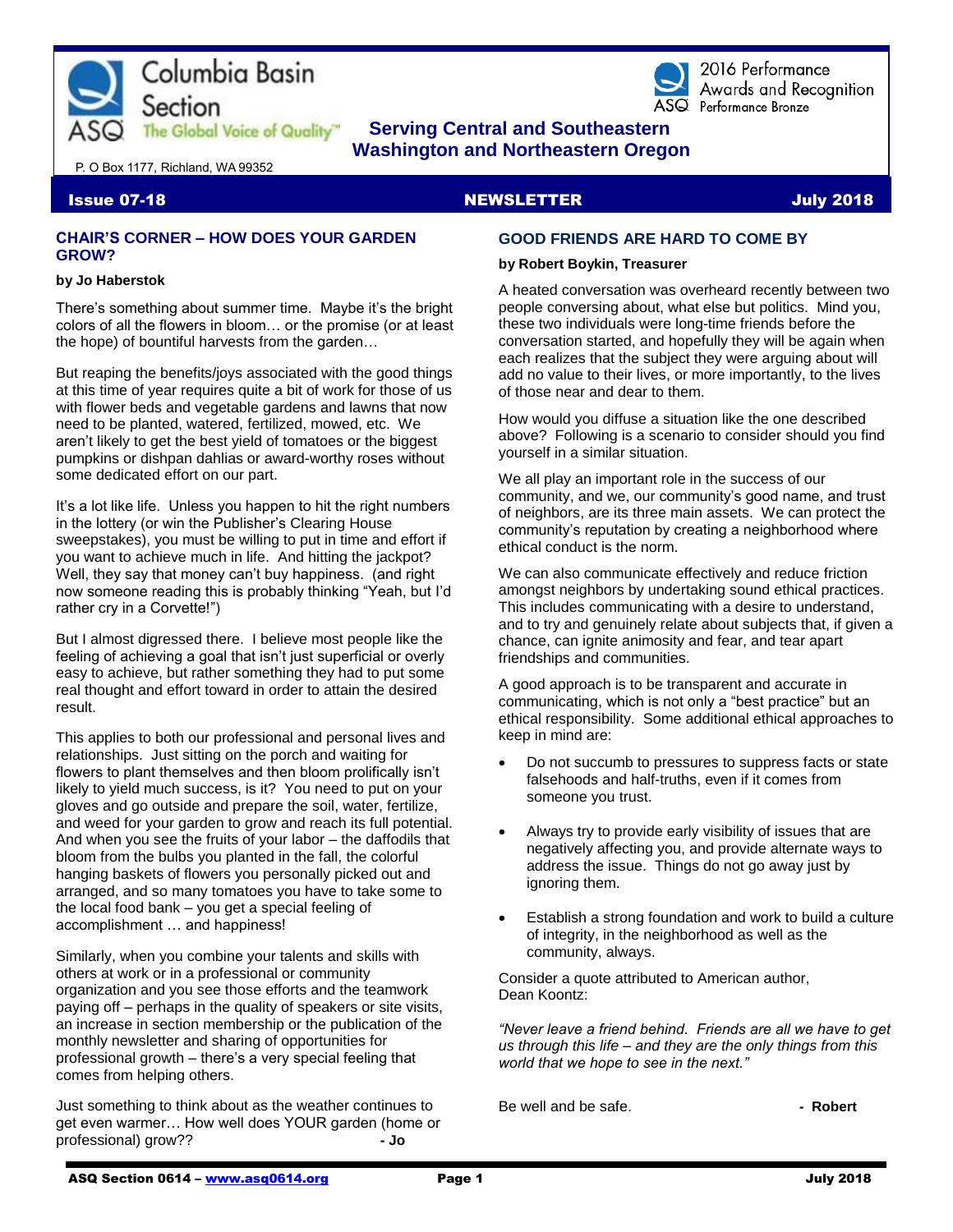Columbia Basin Section

ASQ The Global Voice of Quality™

2016 Performance Awards and Recognition
ASQ Performance Bronze

**Serving Central and Southeastern Washington and Northeastern Oregon**

P. O Box 1177, Richland, WA 99352

**Issue 07-18** **NEWSLETTER** **July 2018**

## CHAIR'S CORNER – HOW DOES YOUR GARDEN GROW?

**by Jo Haberstok**

There's something about summer time. Maybe it's the bright colors of all the flowers in bloom… or the promise (or at least the hope) of bountiful harvests from the garden…

But reaping the benefits/joys associated with the good things at this time of year requires quite a bit of work for those of us with flower beds and vegetable gardens and lawns that now need to be planted, watered, fertilized, mowed, etc. We aren't likely to get the best yield of tomatoes or the biggest pumpkins or dishpan dahlias or award-worthy roses without some dedicated effort on our part.

It's a lot like life. Unless you happen to hit the right numbers in the lottery (or win the Publisher's Clearing House sweepstakes), you must be willing to put in time and effort if you want to achieve much in life. And hitting the jackpot? Well, they say that money can't buy happiness. (and right now someone reading this is probably thinking "Yeah, but I'd rather cry in a Corvette!")

But I almost digressed there. I believe most people like the feeling of achieving a goal that isn't just superficial or overly easy to achieve, but rather something they had to put some real thought and effort toward in order to attain the desired result.

This applies to both our professional and personal lives and relationships. Just sitting on the porch and waiting for flowers to plant themselves and then bloom prolifically isn't likely to yield much success, is it? You need to put on your gloves and go outside and prepare the soil, water, fertilize, and weed for your garden to grow and reach its full potential. And when you see the fruits of your labor – the daffodils that bloom from the bulbs you planted in the fall, the colorful hanging baskets of flowers you personally picked out and arranged, and so many tomatoes you have to take some to the local food bank – you get a special feeling of accomplishment … and happiness!

Similarly, when you combine your talents and skills with others at work or in a professional or community organization and you see those efforts and the teamwork paying off – perhaps in the quality of speakers or site visits, an increase in section membership or the publication of the monthly newsletter and sharing of opportunities for professional growth – there's a very special feeling that comes from helping others.

Just something to think about as the weather continues to get even warmer… How well does YOUR garden (home or professional) grow?? **- Jo**

## GOOD FRIENDS ARE HARD TO COME BY

**by Robert Boykin, Treasurer**

A heated conversation was overheard recently between two people conversing about, what else but politics. Mind you, these two individuals were long-time friends before the conversation started, and hopefully they will be again when each realizes that the subject they were arguing about will add no value to their lives, or more importantly, to the lives of those near and dear to them.

How would you diffuse a situation like the one described above? Following is a scenario to consider should you find yourself in a similar situation.

We all play an important role in the success of our community, and we, our community's good name, and trust of neighbors, are its three main assets. We can protect the community's reputation by creating a neighborhood where ethical conduct is the norm.

We can also communicate effectively and reduce friction amongst neighbors by undertaking sound ethical practices. This includes communicating with a desire to understand, and to try and genuinely relate about subjects that, if given a chance, can ignite animosity and fear, and tear apart friendships and communities.

A good approach is to be transparent and accurate in communicating, which is not only a "best practice" but an ethical responsibility. Some additional ethical approaches to keep in mind are:

- Do not succumb to pressures to suppress facts or state falsehoods and half-truths, even if it comes from someone you trust.
- Always try to provide early visibility of issues that are negatively affecting you, and provide alternate ways to address the issue. Things do not go away just by ignoring them.
- Establish a strong foundation and work to build a culture of integrity, in the neighborhood as well as the community, always.

Consider a quote attributed to American author, Dean Koontz:

*"Never leave a friend behind. Friends are all we have to get us through this life – and they are the only things from this world that we hope to see in the next."*

Be well and be safe. **- Robert**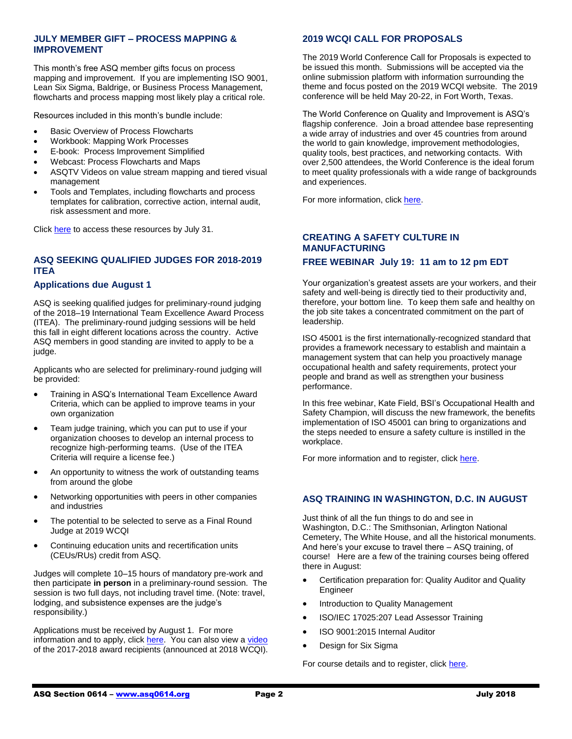## JULY MEMBER GIFT – PROCESS MAPPING & IMPROVEMENT

This month's free ASQ member gifts focus on process mapping and improvement. If you are implementing ISO 9001, Lean Six Sigma, Baldrige, or Business Process Management, flowcharts and process mapping most likely play a critical role.

Resources included in this month's bundle include:

- Basic Overview of Process Flowcharts
- Workbook: Mapping Work Processes
- E-book: Process Improvement Simplified
- Webcast: Process Flowcharts and Maps
- ASQTV Videos on value stream mapping and tiered visual management
- Tools and Templates, including flowcharts and process templates for calibration, corrective action, internal audit, risk assessment and more.

Click here to access these resources by July 31.

## ASQ SEEKING QUALIFIED JUDGES FOR 2018-2019 ITEA

### Applications due August 1

ASQ is seeking qualified judges for preliminary-round judging of the 2018–19 International Team Excellence Award Process (ITEA). The preliminary-round judging sessions will be held this fall in eight different locations across the country. Active ASQ members in good standing are invited to apply to be a judge.

Applicants who are selected for preliminary-round judging will be provided:

- Training in ASQ's International Team Excellence Award Criteria, which can be applied to improve teams in your own organization
- Team judge training, which you can put to use if your organization chooses to develop an internal process to recognize high-performing teams. (Use of the ITEA Criteria will require a license fee.)
- An opportunity to witness the work of outstanding teams from around the globe
- Networking opportunities with peers in other companies and industries
- The potential to be selected to serve as a Final Round Judge at 2019 WCQI
- Continuing education units and recertification units (CEUs/RUs) credit from ASQ.

Judges will complete 10–15 hours of mandatory pre-work and then participate **in person** in a preliminary-round session. The session is two full days, not including travel time. (Note: travel, lodging, and subsistence expenses are the judge's responsibility.)

Applications must be received by August 1. For more information and to apply, click here. You can also view a video of the 2017-2018 award recipients (announced at 2018 WCQI).

## 2019 WCQI CALL FOR PROPOSALS

The 2019 World Conference Call for Proposals is expected to be issued this month. Submissions will be accepted via the online submission platform with information surrounding the theme and focus posted on the 2019 WCQI website. The 2019 conference will be held May 20-22, in Fort Worth, Texas.

The World Conference on Quality and Improvement is ASQ's flagship conference. Join a broad attendee base representing a wide array of industries and over 45 countries from around the world to gain knowledge, improvement methodologies, quality tools, best practices, and networking contacts. With over 2,500 attendees, the World Conference is the ideal forum to meet quality professionals with a wide range of backgrounds and experiences.

For more information, click here.

## CREATING A SAFETY CULTURE IN MANUFACTURING

### FREE WEBINAR July 19: 11 am to 12 pm EDT

Your organization's greatest assets are your workers, and their safety and well-being is directly tied to their productivity and, therefore, your bottom line. To keep them safe and healthy on the job site takes a concentrated commitment on the part of leadership.

ISO 45001 is the first internationally-recognized standard that provides a framework necessary to establish and maintain a management system that can help you proactively manage occupational health and safety requirements, protect your people and brand as well as strengthen your business performance.

In this free webinar, Kate Field, BSI's Occupational Health and Safety Champion, will discuss the new framework, the benefits implementation of ISO 45001 can bring to organizations and the steps needed to ensure a safety culture is instilled in the workplace.

For more information and to register, click here.

## ASQ TRAINING IN WASHINGTON, D.C. IN AUGUST

Just think of all the fun things to do and see in Washington, D.C.: The Smithsonian, Arlington National Cemetery, The White House, and all the historical monuments. And here's your excuse to travel there – ASQ training, of course! Here are a few of the training courses being offered there in August:

- Certification preparation for: Quality Auditor and Quality Engineer
- Introduction to Quality Management
- ISO/IEC 17025:207 Lead Assessor Training
- ISO 9001:2015 Internal Auditor
- Design for Six Sigma

For course details and to register, click here.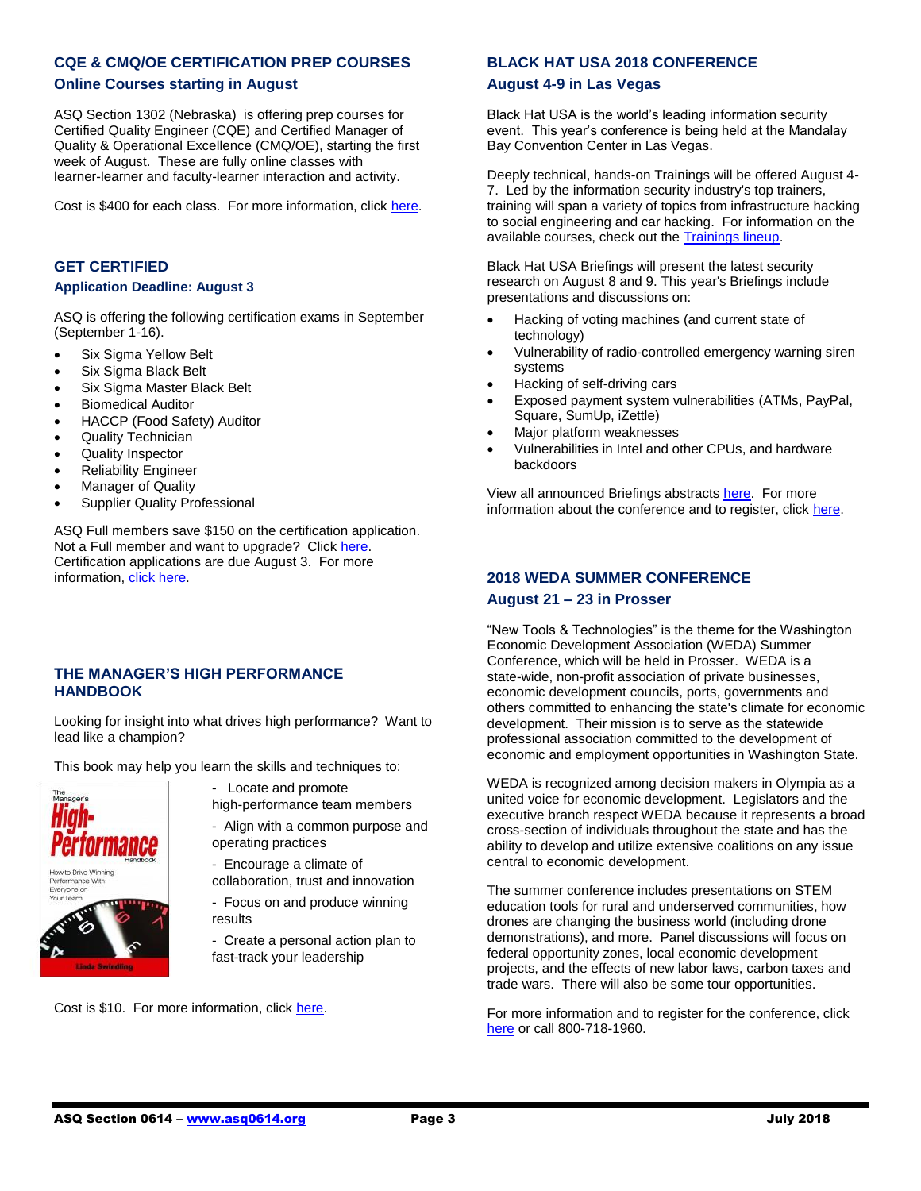## CQE & CMQ/OE CERTIFICATION PREP COURSES

### Online Courses starting in August

ASQ Section 1302 (Nebraska) is offering prep courses for Certified Quality Engineer (CQE) and Certified Manager of Quality & Operational Excellence (CMQ/OE), starting the first week of August. These are fully online classes with learner-learner and faculty-learner interaction and activity.

Cost is $400 for each class. For more information, click here.

## GET CERTIFIED

### Application Deadline: August 3

ASQ is offering the following certification exams in September (September 1-16).

- Six Sigma Yellow Belt
- Six Sigma Black Belt
- Six Sigma Master Black Belt
- Biomedical Auditor
- HACCP (Food Safety) Auditor
- Quality Technician
- Quality Inspector
- Reliability Engineer
- Manager of Quality
- Supplier Quality Professional

ASQ Full members save $150 on the certification application. Not a Full member and want to upgrade? Click here. Certification applications are due August 3. For more information, click here.

## THE MANAGER'S HIGH PERFORMANCE HANDBOOK

Looking for insight into what drives high performance? Want to lead like a champion?

This book may help you learn the skills and techniques to:

- Locate and promote high-performance team members
- Align with a common purpose and operating practices
- Encourage a climate of collaboration, trust and innovation
- Focus on and produce winning results
- Create a personal action plan to fast-track your leadership

Cost is $10. For more information, click here.

## BLACK HAT USA 2018 CONFERENCE

### August 4-9 in Las Vegas

Black Hat USA is the world's leading information security event. This year's conference is being held at the Mandalay Bay Convention Center in Las Vegas.

Deeply technical, hands-on Trainings will be offered August 4-7. Led by the information security industry's top trainers, training will span a variety of topics from infrastructure hacking to social engineering and car hacking. For information on the available courses, check out the Trainings lineup.

Black Hat USA Briefings will present the latest security research on August 8 and 9. This year's Briefings include presentations and discussions on:

- Hacking of voting machines (and current state of technology)
- Vulnerability of radio-controlled emergency warning siren systems
- Hacking of self-driving cars
- Exposed payment system vulnerabilities (ATMs, PayPal, Square, SumUp, iZettle)
- Major platform weaknesses
- Vulnerabilities in Intel and other CPUs, and hardware backdoors

View all announced Briefings abstracts here. For more information about the conference and to register, click here.

## 2018 WEDA SUMMER CONFERENCE

### August 21 – 23 in Prosser

"New Tools & Technologies" is the theme for the Washington Economic Development Association (WEDA) Summer Conference, which will be held in Prosser. WEDA is a state-wide, non-profit association of private businesses, economic development councils, ports, governments and others committed to enhancing the state's climate for economic development. Their mission is to serve as the statewide professional association committed to the development of economic and employment opportunities in Washington State.

WEDA is recognized among decision makers in Olympia as a united voice for economic development. Legislators and the executive branch respect WEDA because it represents a broad cross-section of individuals throughout the state and has the ability to develop and utilize extensive coalitions on any issue central to economic development.

The summer conference includes presentations on STEM education tools for rural and underserved communities, how drones are changing the business world (including drone demonstrations), and more. Panel discussions will focus on federal opportunity zones, local economic development projects, and the effects of new labor laws, carbon taxes and trade wars. There will also be some tour opportunities.

For more information and to register for the conference, click here or call 800-718-1960.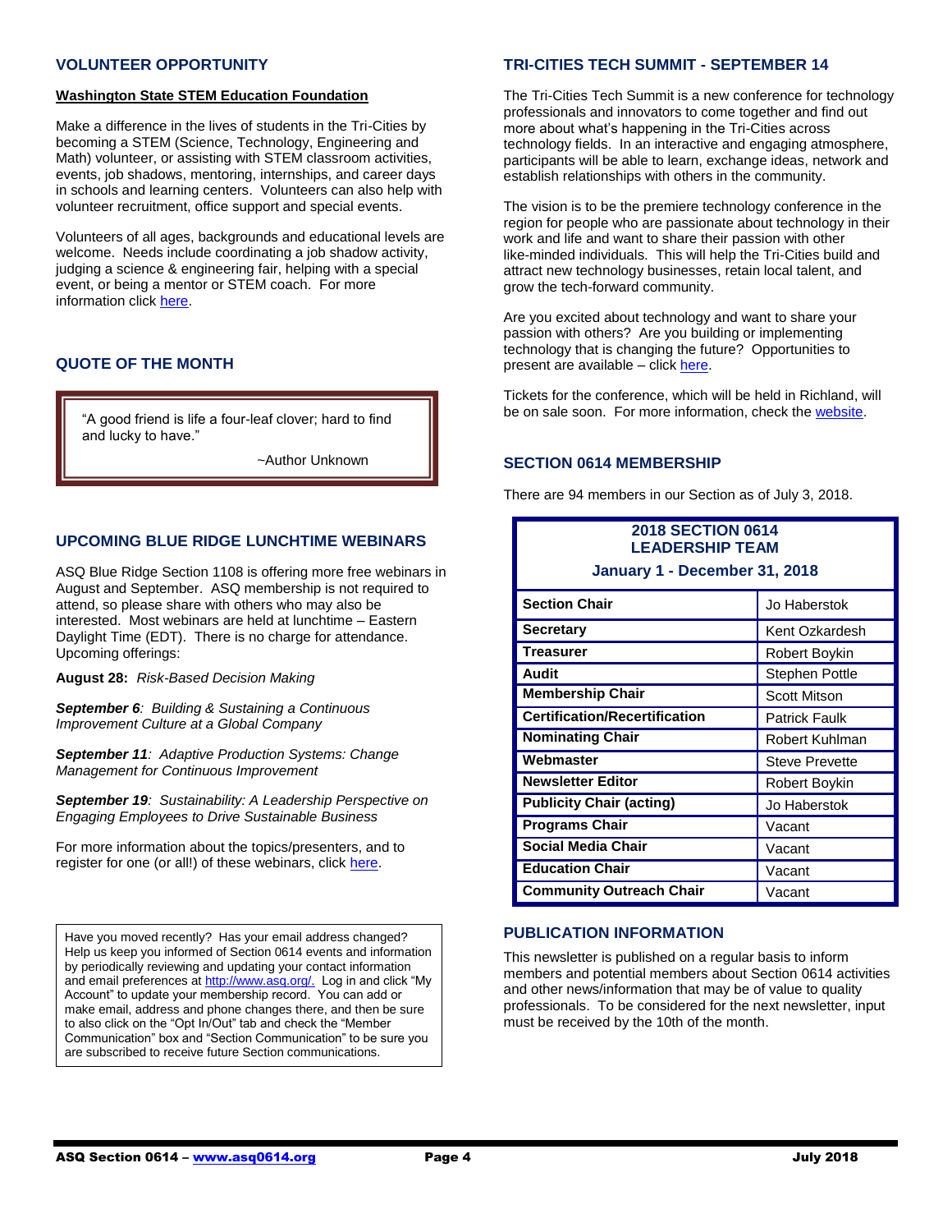## VOLUNTEER OPPORTUNITY

**Washington State STEM Education Foundation**

Make a difference in the lives of students in the Tri-Cities by becoming a STEM (Science, Technology, Engineering and Math) volunteer, or assisting with STEM classroom activities, events, job shadows, mentoring, internships, and career days in schools and learning centers. Volunteers can also help with volunteer recruitment, office support and special events.

Volunteers of all ages, backgrounds and educational levels are welcome. Needs include coordinating a job shadow activity, judging a science & engineering fair, helping with a special event, or being a mentor or STEM coach. For more information click here.

## QUOTE OF THE MONTH

> "A good friend is life a four-leaf clover; hard to find and lucky to have."
>
> ~Author Unknown

## UPCOMING BLUE RIDGE LUNCHTIME WEBINARS

ASQ Blue Ridge Section 1108 is offering more free webinars in August and September. ASQ membership is not required to attend, so please share with others who may also be interested. Most webinars are held at lunchtime – Eastern Daylight Time (EDT). There is no charge for attendance. Upcoming offerings:

**August 28:** *Risk-Based Decision Making*

***September 6****: Building & Sustaining a Continuous Improvement Culture at a Global Company*

***September 11****: Adaptive Production Systems: Change Management for Continuous Improvement*

***September 19****: Sustainability: A Leadership Perspective on Engaging Employees to Drive Sustainable Business*

For more information about the topics/presenters, and to register for one (or all!) of these webinars, click here.

Have you moved recently? Has your email address changed? Help us keep you informed of Section 0614 events and information by periodically reviewing and updating your contact information and email preferences at http://www.asq.org/. Log in and click "My Account" to update your membership record. You can add or make email, address and phone changes there, and then be sure to also click on the "Opt In/Out" tab and check the "Member Communication" box and "Section Communication" to be sure you are subscribed to receive future Section communications.

## TRI-CITIES TECH SUMMIT - SEPTEMBER 14

The Tri-Cities Tech Summit is a new conference for technology professionals and innovators to come together and find out more about what's happening in the Tri-Cities across technology fields. In an interactive and engaging atmosphere, participants will be able to learn, exchange ideas, network and establish relationships with others in the community.

The vision is to be the premiere technology conference in the region for people who are passionate about technology in their work and life and want to share their passion with other like-minded individuals. This will help the Tri-Cities build and attract new technology businesses, retain local talent, and grow the tech-forward community.

Are you excited about technology and want to share your passion with others? Are you building or implementing technology that is changing the future? Opportunities to present are available – click here.

Tickets for the conference, which will be held in Richland, will be on sale soon. For more information, check the website.

## SECTION 0614 MEMBERSHIP

There are 94 members in our Section as of July 3, 2018.

**2018 SECTION 0614 LEADERSHIP TEAM**

**January 1 - December 31, 2018**

| | |
|---|---|
| **Section Chair** | Jo Haberstok |
| **Secretary** | Kent Ozkardesh |
| **Treasurer** | Robert Boykin |
| **Audit** | Stephen Pottle |
| **Membership Chair** | Scott Mitson |
| **Certification/Recertification** | Patrick Faulk |
| **Nominating Chair** | Robert Kuhlman |
| **Webmaster** | Steve Prevette |
| **Newsletter Editor** | Robert Boykin |
| **Publicity Chair (acting)** | Jo Haberstok |
| **Programs Chair** | Vacant |
| **Social Media Chair** | Vacant |
| **Education Chair** | Vacant |
| **Community Outreach Chair** | Vacant |

## PUBLICATION INFORMATION

This newsletter is published on a regular basis to inform members and potential members about Section 0614 activities and other news/information that may be of value to quality professionals. To be considered for the next newsletter, input must be received by the 10th of the month.